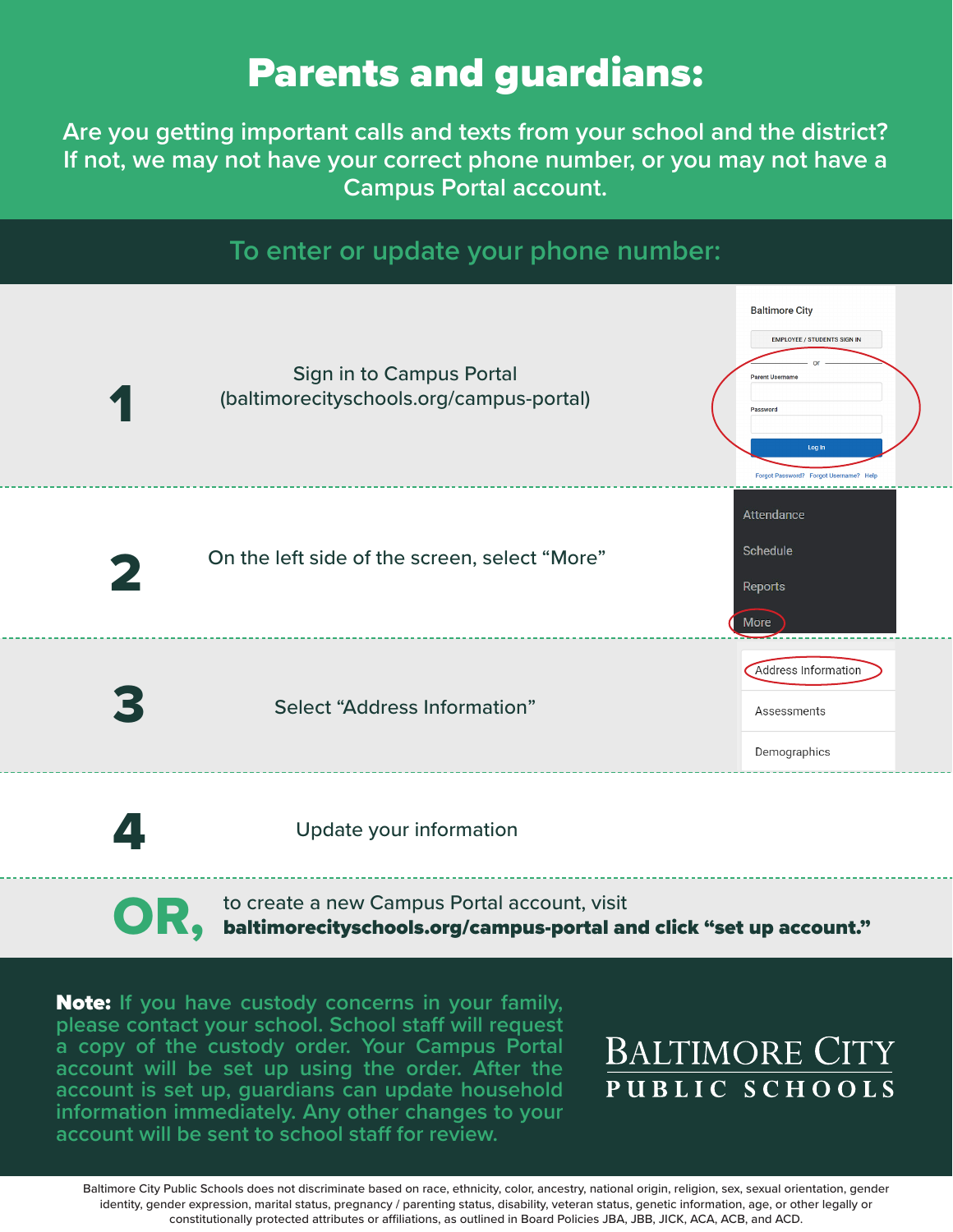# Parents and guardians:

Are you getting important calls and texts from your school and the district? If not, we may not have your correct phone number, or you may not have a Campus Portal account.

## To enter or update your phone number:

**1** Sign in to Campus Portal (baltimorecityschools.org/campus-portal)

**2** On the left side of the screen, select "More"

**3** Select "Address Information"

**4** Update your information

**OR,** to create a new Campus Portal account, visit **baltimorecityschools.org/campus-portal and click "set up account."**

**Note:** If you have custody concerns in your family, please contact your school. School staff will request a copy of the custody order. Your Campus Portal account will be set up using the order. After the account is set up, guardians can update household information immediately. Any other changes to your account will be sent to school staff for review.

BALTIMORE CITY PUBLIC SCHOOLS

Baltimore City Public Schools does not discriminate based on race, ethnicity, color, ancestry, national origin, religion, sex, sexual orientation, gender identity, gender expression, marital status, pregnancy / parenting status, disability, veteran status, genetic information, age, or other legally or constitutionally protected attributes or affiliations, as outlined in Board Policies JBA, JBB, JICK, ACA, ACB, and ACD.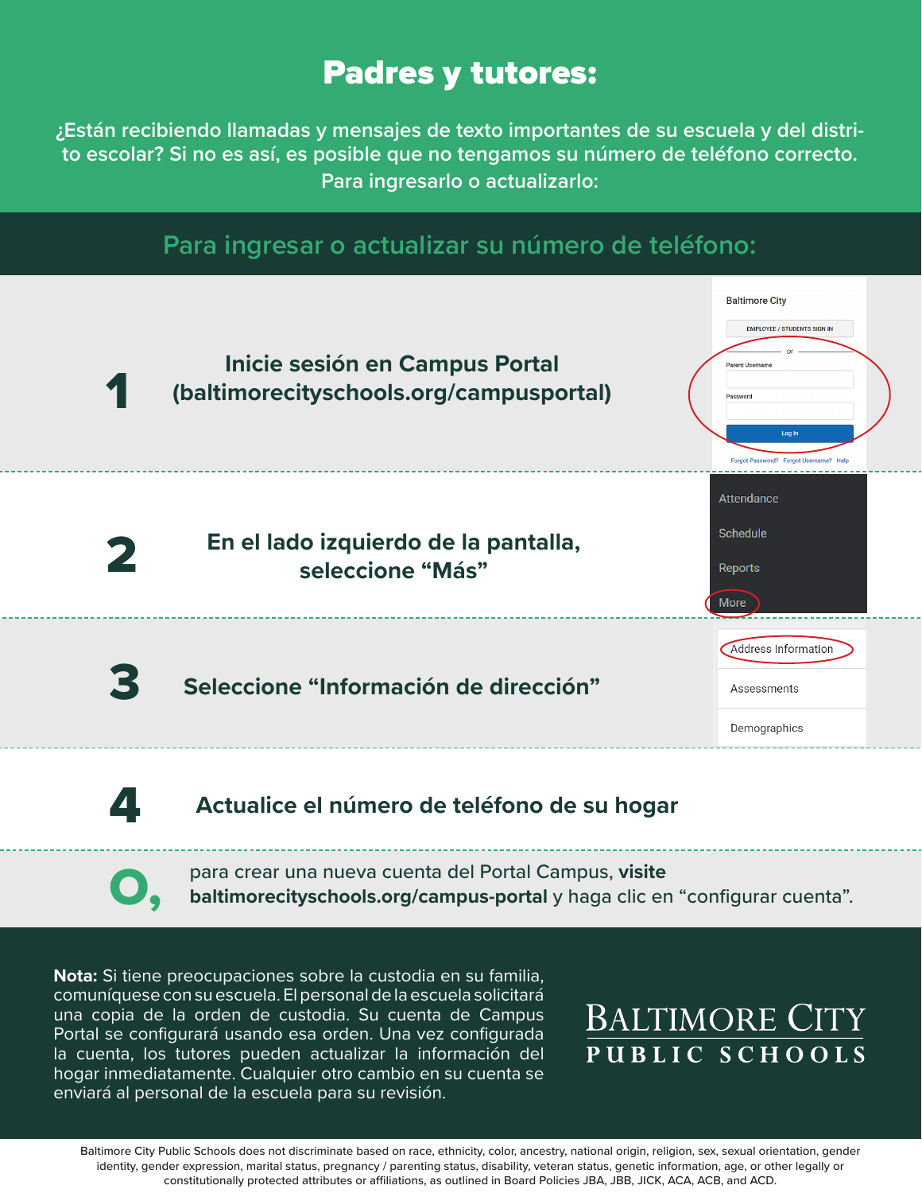# Padres y tutores:

¿Están recibiendo llamadas y mensajes de texto importantes de su escuela y del distrito escolar? Si no es así, es posible que no tengamos su número de teléfono correcto. Para ingresarlo o actualizarlo:

## Para ingresar o actualizar su número de teléfono:

**1** Inicie sesión en Campus Portal (baltimorecityschools.org/campusportal)

Baltimore City
EMPLOYEE / STUDENTS SIGN IN
or
Parent Username
Password
Log In
Forgot Password? Forgot Username? Help

**2** En el lado izquierdo de la pantalla, seleccione "Más"

Attendance
Schedule
Reports
More

**3** Seleccione "Información de dirección"

Address Information
Assessments
Demographics

**4** Actualice el número de teléfono de su hogar

**O,** para crear una nueva cuenta del Portal Campus, **visite baltimorecityschools.org/campus-portal** y haga clic en "configurar cuenta".

**Nota:** Si tiene preocupaciones sobre la custodia en su familia, comuníquese con su escuela. El personal de la escuela solicitará una copia de la orden de custodia. Su cuenta de Campus Portal se configurará usando esa orden. Una vez configurada la cuenta, los tutores pueden actualizar la información del hogar inmediatamente. Cualquier otro cambio en su cuenta se enviará al personal de la escuela para su revisión.

BALTIMORE CITY PUBLIC SCHOOLS

Baltimore City Public Schools does not discriminate based on race, ethnicity, color, ancestry, national origin, religion, sex, sexual orientation, gender identity, gender expression, marital status, pregnancy / parenting status, disability, veteran status, genetic information, age, or other legally or constitutionally protected attributes or affiliations, as outlined in Board Policies JBA, JBB, JICK, ACA, ACB, and ACD.